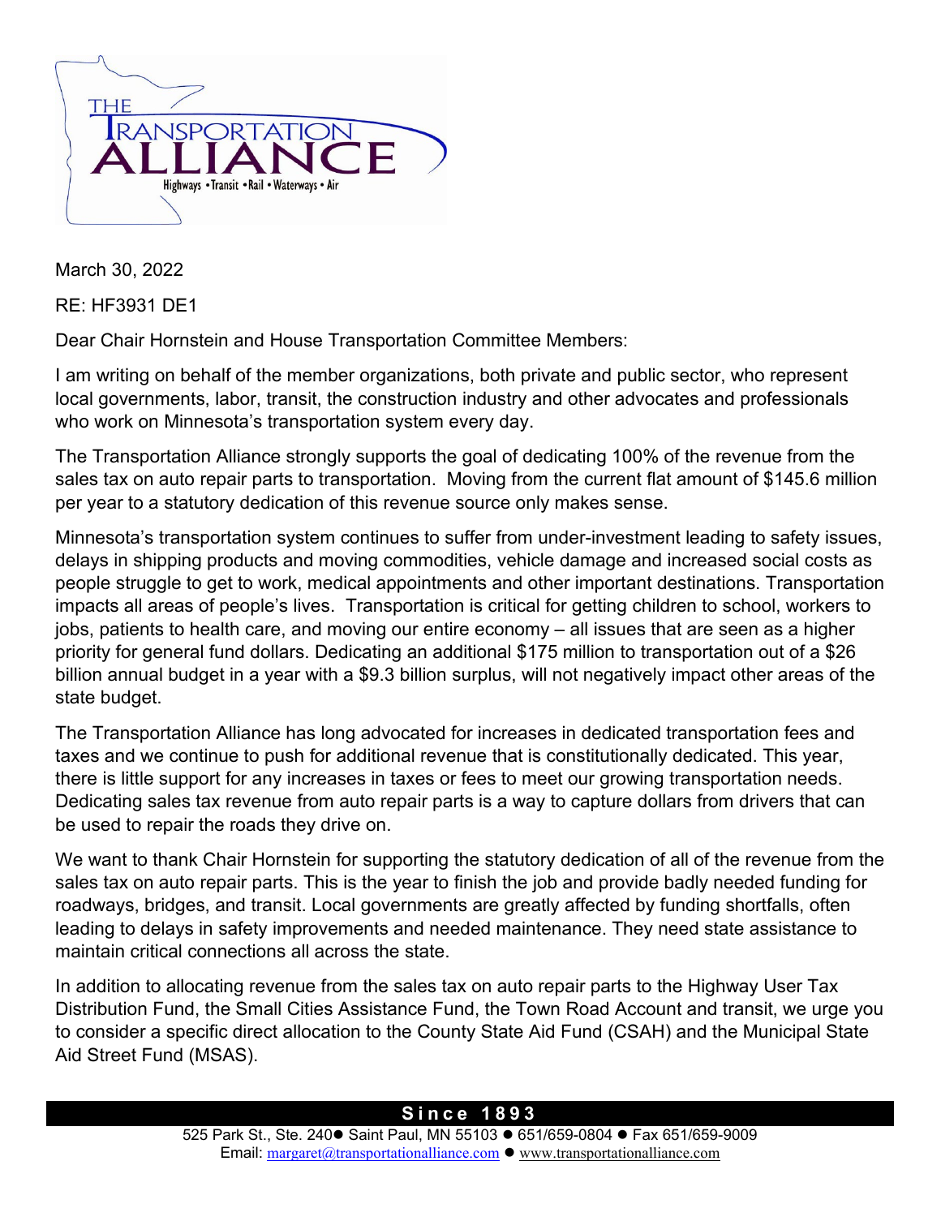THE TRANSPORTATION ALLIANCE

Highways • Transit • Rail • Waterways • Air

March 30, 2022

RE: HF3931 DE1

Dear Chair Hornstein and House Transportation Committee Members:

I am writing on behalf of the member organizations, both private and public sector, who represent local governments, labor, transit, the construction industry and other advocates and professionals who work on Minnesota's transportation system every day.

The Transportation Alliance strongly supports the goal of dedicating 100% of the revenue from the sales tax on auto repair parts to transportation. Moving from the current flat amount of $145.6 million per year to a statutory dedication of this revenue source only makes sense.

Minnesota's transportation system continues to suffer from under-investment leading to safety issues, delays in shipping products and moving commodities, vehicle damage and increased social costs as people struggle to get to work, medical appointments and other important destinations. Transportation impacts all areas of people's lives. Transportation is critical for getting children to school, workers to jobs, patients to health care, and moving our entire economy – all issues that are seen as a higher priority for general fund dollars. Dedicating an additional $175 million to transportation out of a $26 billion annual budget in a year with a $9.3 billion surplus, will not negatively impact other areas of the state budget.

The Transportation Alliance has long advocated for increases in dedicated transportation fees and taxes and we continue to push for additional revenue that is constitutionally dedicated. This year, there is little support for any increases in taxes or fees to meet our growing transportation needs. Dedicating sales tax revenue from auto repair parts is a way to capture dollars from drivers that can be used to repair the roads they drive on.

We want to thank Chair Hornstein for supporting the statutory dedication of all of the revenue from the sales tax on auto repair parts. This is the year to finish the job and provide badly needed funding for roadways, bridges, and transit. Local governments are greatly affected by funding shortfalls, often leading to delays in safety improvements and needed maintenance. They need state assistance to maintain critical connections all across the state.

In addition to allocating revenue from the sales tax on auto repair parts to the Highway User Tax Distribution Fund, the Small Cities Assistance Fund, the Town Road Account and transit, we urge you to consider a specific direct allocation to the County State Aid Fund (CSAH) and the Municipal State Aid Street Fund (MSAS).

**Since 1893**

525 Park St., Ste. 240 ● Saint Paul, MN 55103 ● 651/659-0804 ● Fax 651/659-9009
Email: margaret@transportationalliance.com ● www.transportationalliance.com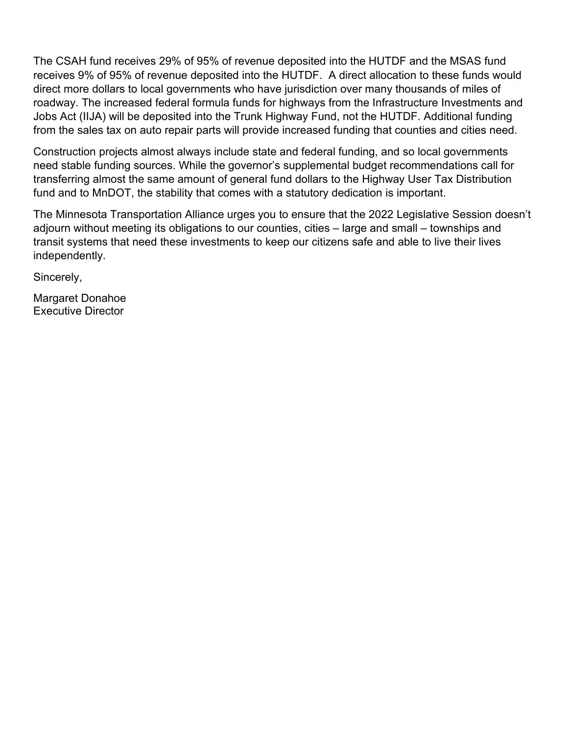The CSAH fund receives 29% of 95% of revenue deposited into the HUTDF and the MSAS fund receives 9% of 95% of revenue deposited into the HUTDF. A direct allocation to these funds would direct more dollars to local governments who have jurisdiction over many thousands of miles of roadway. The increased federal formula funds for highways from the Infrastructure Investments and Jobs Act (IIJA) will be deposited into the Trunk Highway Fund, not the HUTDF. Additional funding from the sales tax on auto repair parts will provide increased funding that counties and cities need.

Construction projects almost always include state and federal funding, and so local governments need stable funding sources. While the governor's supplemental budget recommendations call for transferring almost the same amount of general fund dollars to the Highway User Tax Distribution fund and to MnDOT, the stability that comes with a statutory dedication is important.

The Minnesota Transportation Alliance urges you to ensure that the 2022 Legislative Session doesn't adjourn without meeting its obligations to our counties, cities – large and small – townships and transit systems that need these investments to keep our citizens safe and able to live their lives independently.

Sincerely,

Margaret Donahoe
Executive Director